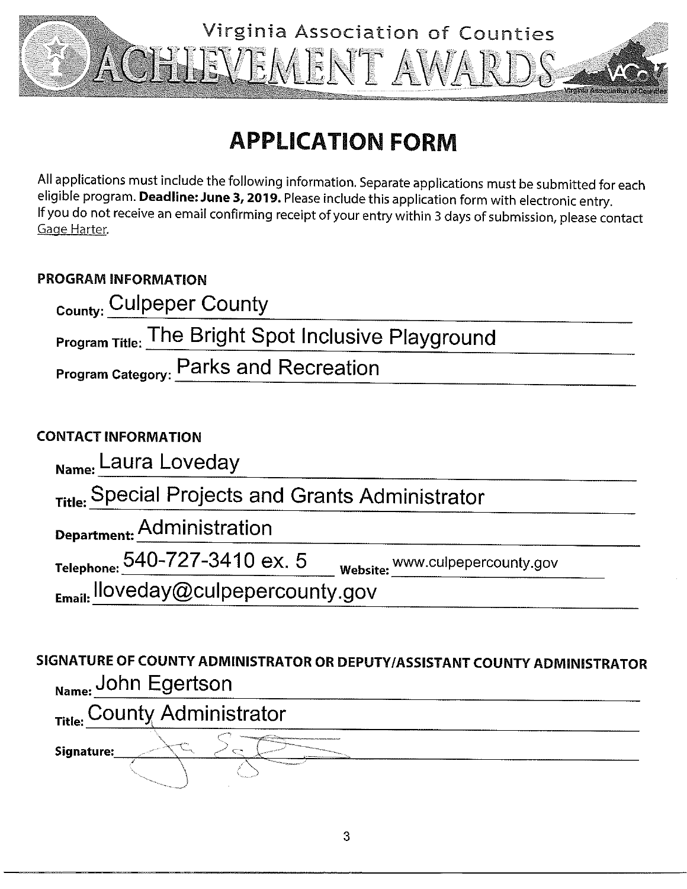# Virginia Association of Counties ACHIEVEMENT AWARDS

## APPLICATION FORM

All applications must include the following information. Separate applications must be submitted for each eligible program. **Deadline: June 3, 2019.** Please include this application form with electronic entry. If you do not receive an email confirming receipt of your entry within 3 days of submission, please contact Gage Harter.

### PROGRAM INFORMATION

**County:** Culpeper County

**Program Title:** The Bright Spot Inclusive Playground

**Program Category:** Parks and Recreation

### CONTACT INFORMATION

**Name:** Laura Loveday

**Title:** Special Projects and Grants Administrator

**Department:** Administration

**Telephone:** 540-727-3410 ex. 5 **Website:** www.culpepercounty.gov

**Email:** lloveday@culpepercounty.gov

### SIGNATURE OF COUNTY ADMINISTRATOR OR DEPUTY/ASSISTANT COUNTY ADMINISTRATOR

**Name:** John Egertson

**Title:** County Administrator

**Signature:** _______________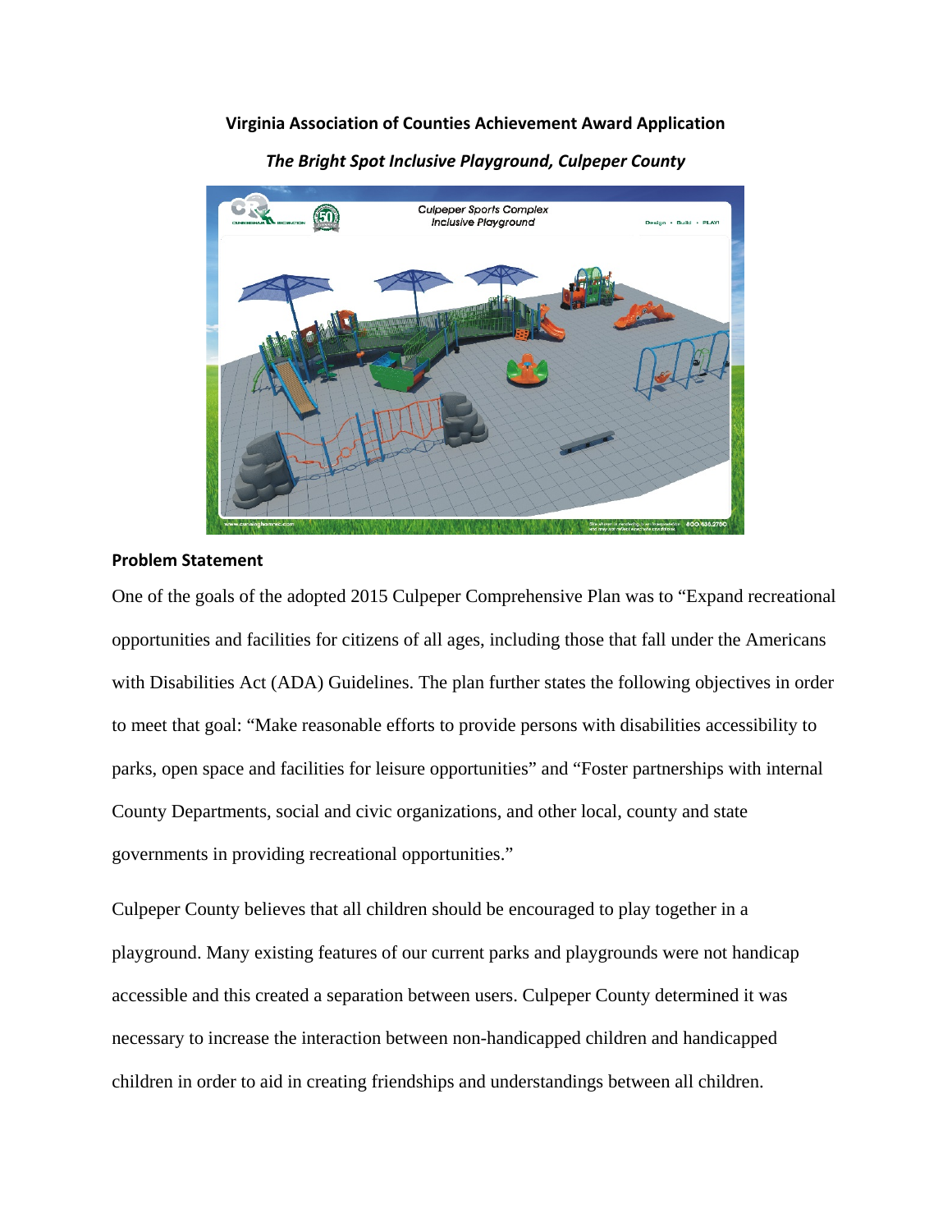**Virginia Association of Counties Achievement Award Application**

***The Bright Spot Inclusive Playground, Culpeper County***

**Problem Statement**

One of the goals of the adopted 2015 Culpeper Comprehensive Plan was to "Expand recreational opportunities and facilities for citizens of all ages, including those that fall under the Americans with Disabilities Act (ADA) Guidelines. The plan further states the following objectives in order to meet that goal: "Make reasonable efforts to provide persons with disabilities accessibility to parks, open space and facilities for leisure opportunities" and "Foster partnerships with internal County Departments, social and civic organizations, and other local, county and state governments in providing recreational opportunities."

Culpeper County believes that all children should be encouraged to play together in a playground. Many existing features of our current parks and playgrounds were not handicap accessible and this created a separation between users. Culpeper County determined it was necessary to increase the interaction between non-handicapped children and handicapped children in order to aid in creating friendships and understandings between all children.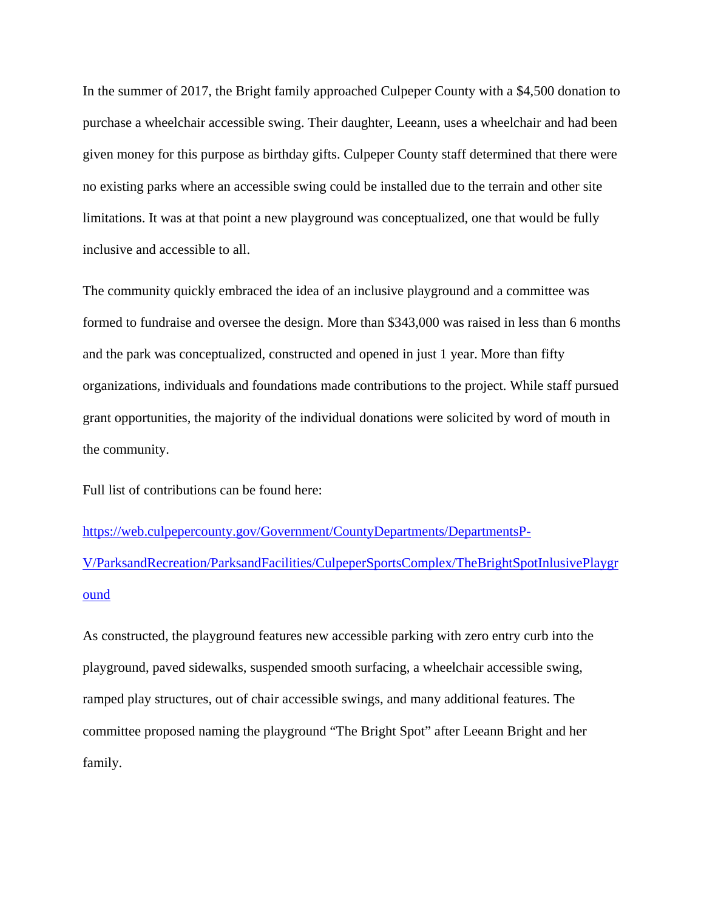In the summer of 2017, the Bright family approached Culpeper County with a $4,500 donation to purchase a wheelchair accessible swing. Their daughter, Leeann, uses a wheelchair and had been given money for this purpose as birthday gifts. Culpeper County staff determined that there were no existing parks where an accessible swing could be installed due to the terrain and other site limitations. It was at that point a new playground was conceptualized, one that would be fully inclusive and accessible to all.

The community quickly embraced the idea of an inclusive playground and a committee was formed to fundraise and oversee the design. More than $343,000 was raised in less than 6 months and the park was conceptualized, constructed and opened in just 1 year. More than fifty organizations, individuals and foundations made contributions to the project. While staff pursued grant opportunities, the majority of the individual donations were solicited by word of mouth in the community.

Full list of contributions can be found here:

https://web.culpepercounty.gov/Government/CountyDepartments/DepartmentsP-V/ParksandRecreation/ParksandFacilities/CulpeperSportsComplex/TheBrightSpotInlusivePlayground

As constructed, the playground features new accessible parking with zero entry curb into the playground, paved sidewalks, suspended smooth surfacing, a wheelchair accessible swing, ramped play structures, out of chair accessible swings, and many additional features. The committee proposed naming the playground "The Bright Spot" after Leeann Bright and her family.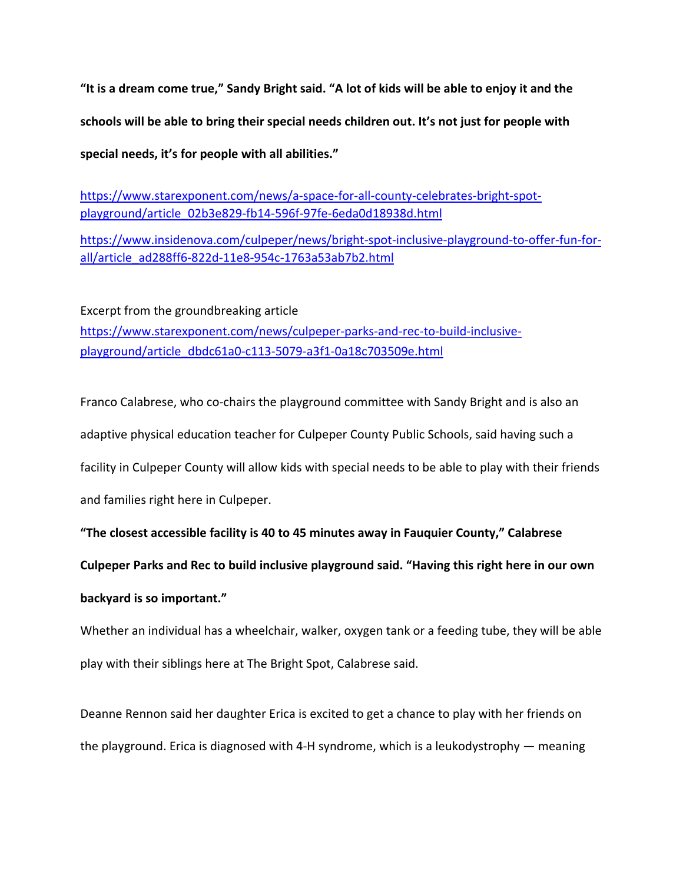**"It is a dream come true," Sandy Bright said. "A lot of kids will be able to enjoy it and the schools will be able to bring their special needs children out. It's not just for people with special needs, it's for people with all abilities."**

https://www.starexponent.com/news/a-space-for-all-county-celebrates-bright-spot-playground/article_02b3e829-fb14-596f-97fe-6eda0d18938d.html

https://www.insidenova.com/culpeper/news/bright-spot-inclusive-playground-to-offer-fun-for-all/article_ad288ff6-822d-11e8-954c-1763a53ab7b2.html

Excerpt from the groundbreaking article
https://www.starexponent.com/news/culpeper-parks-and-rec-to-build-inclusive-playground/article_dbdc61a0-c113-5079-a3f1-0a18c703509e.html

Franco Calabrese, who co-chairs the playground committee with Sandy Bright and is also an adaptive physical education teacher for Culpeper County Public Schools, said having such a facility in Culpeper County will allow kids with special needs to be able to play with their friends and families right here in Culpeper.

**"The closest accessible facility is 40 to 45 minutes away in Fauquier County," Calabrese Culpeper Parks and Rec to build inclusive playground said. "Having this right here in our own backyard is so important."**

Whether an individual has a wheelchair, walker, oxygen tank or a feeding tube, they will be able play with their siblings here at The Bright Spot, Calabrese said.

Deanne Rennon said her daughter Erica is excited to get a chance to play with her friends on the playground. Erica is diagnosed with 4-H syndrome, which is a leukodystrophy — meaning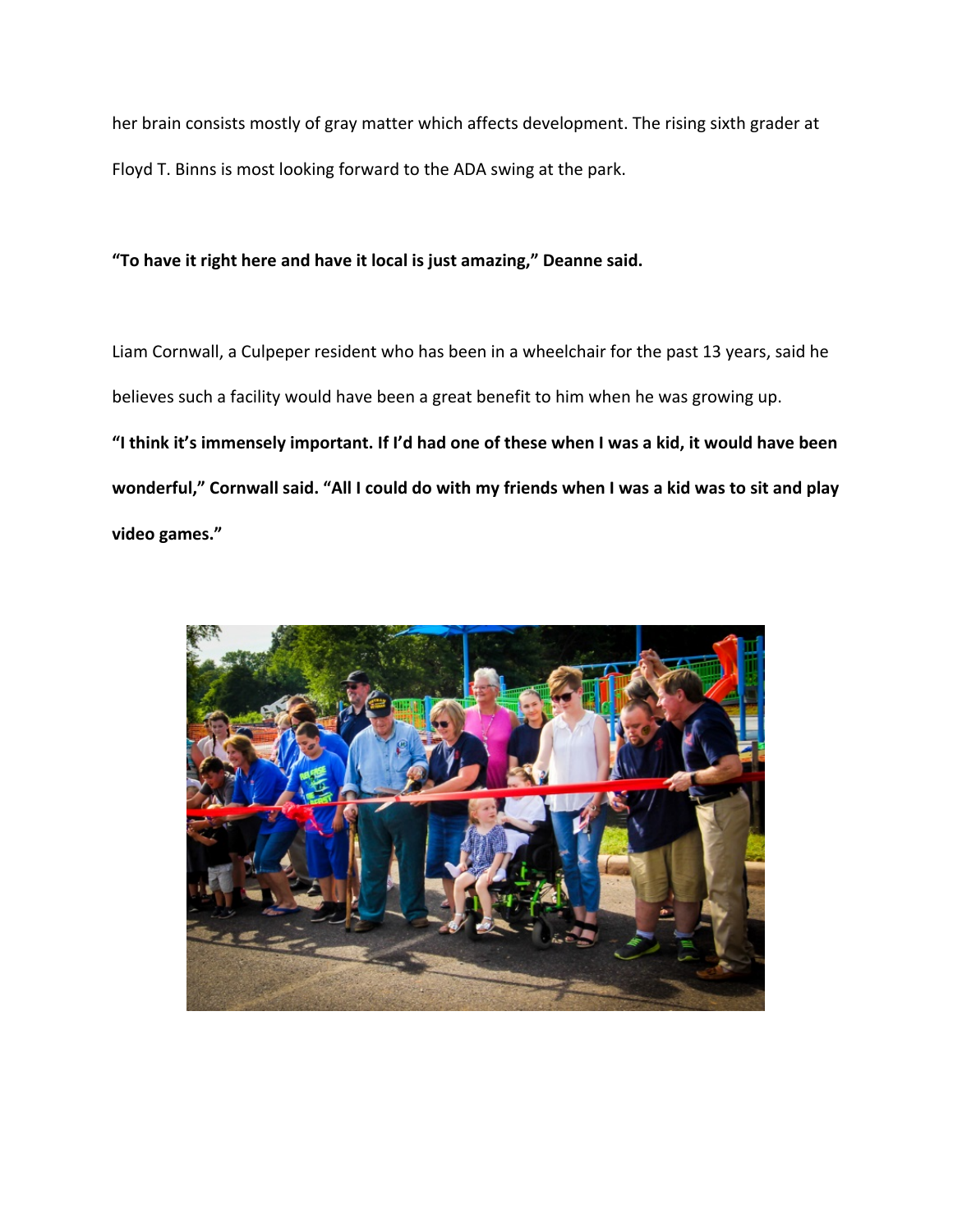her brain consists mostly of gray matter which affects development. The rising sixth grader at Floyd T. Binns is most looking forward to the ADA swing at the park.

**“To have it right here and have it local is just amazing,” Deanne said.**

Liam Cornwall, a Culpeper resident who has been in a wheelchair for the past 13 years, said he believes such a facility would have been a great benefit to him when he was growing up.

**“I think it’s immensely important. If I’d had one of these when I was a kid, it would have been wonderful,” Cornwall said. “All I could do with my friends when I was a kid was to sit and play video games.”**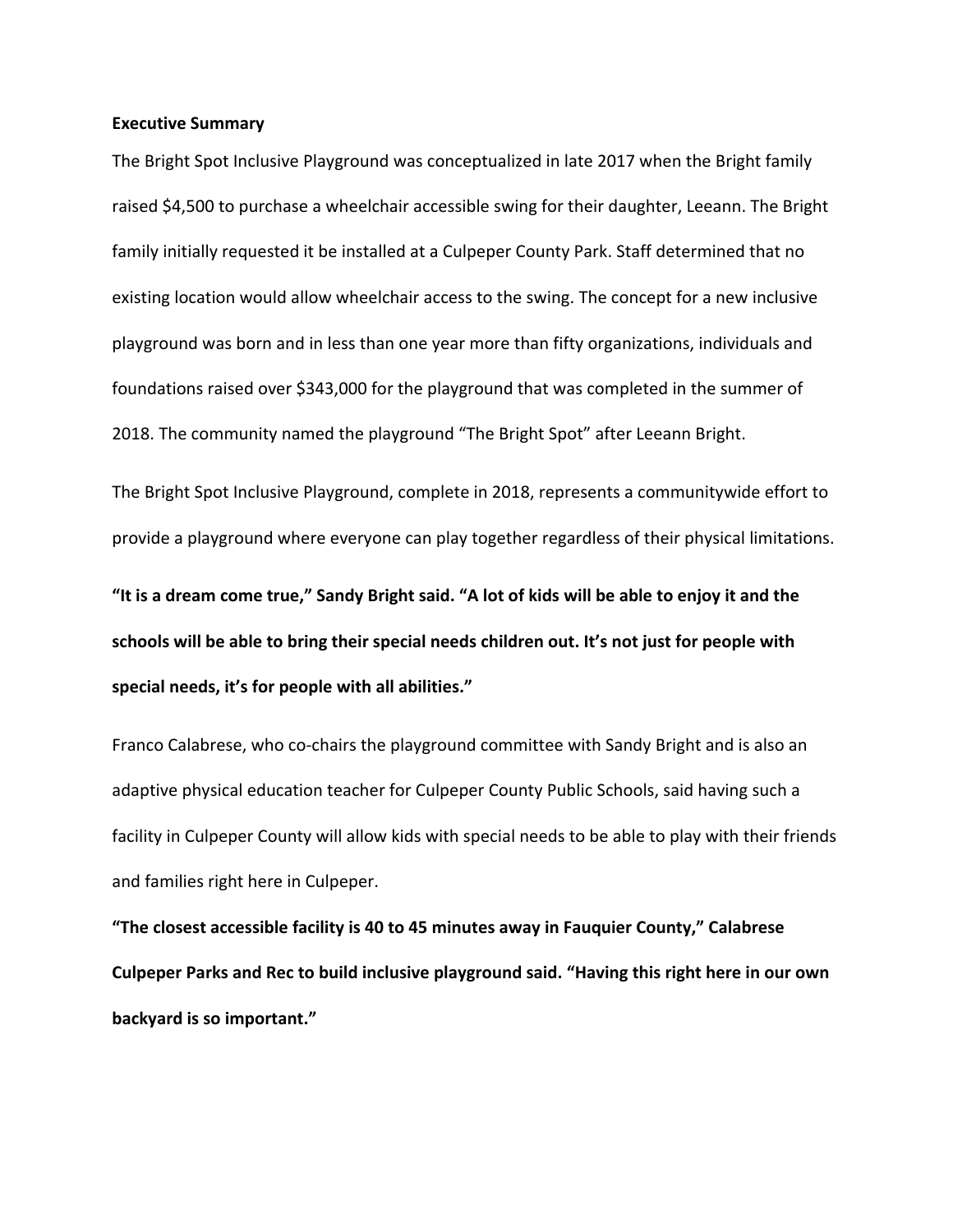**Executive Summary**

The Bright Spot Inclusive Playground was conceptualized in late 2017 when the Bright family raised $4,500 to purchase a wheelchair accessible swing for their daughter, Leeann. The Bright family initially requested it be installed at a Culpeper County Park. Staff determined that no existing location would allow wheelchair access to the swing. The concept for a new inclusive playground was born and in less than one year more than fifty organizations, individuals and foundations raised over $343,000 for the playground that was completed in the summer of 2018. The community named the playground "The Bright Spot" after Leeann Bright.

The Bright Spot Inclusive Playground, complete in 2018, represents a communitywide effort to provide a playground where everyone can play together regardless of their physical limitations.

**"It is a dream come true," Sandy Bright said. "A lot of kids will be able to enjoy it and the schools will be able to bring their special needs children out. It's not just for people with special needs, it's for people with all abilities."**

Franco Calabrese, who co-chairs the playground committee with Sandy Bright and is also an adaptive physical education teacher for Culpeper County Public Schools, said having such a facility in Culpeper County will allow kids with special needs to be able to play with their friends and families right here in Culpeper.

**"The closest accessible facility is 40 to 45 minutes away in Fauquier County," Calabrese Culpeper Parks and Rec to build inclusive playground said. "Having this right here in our own backyard is so important."**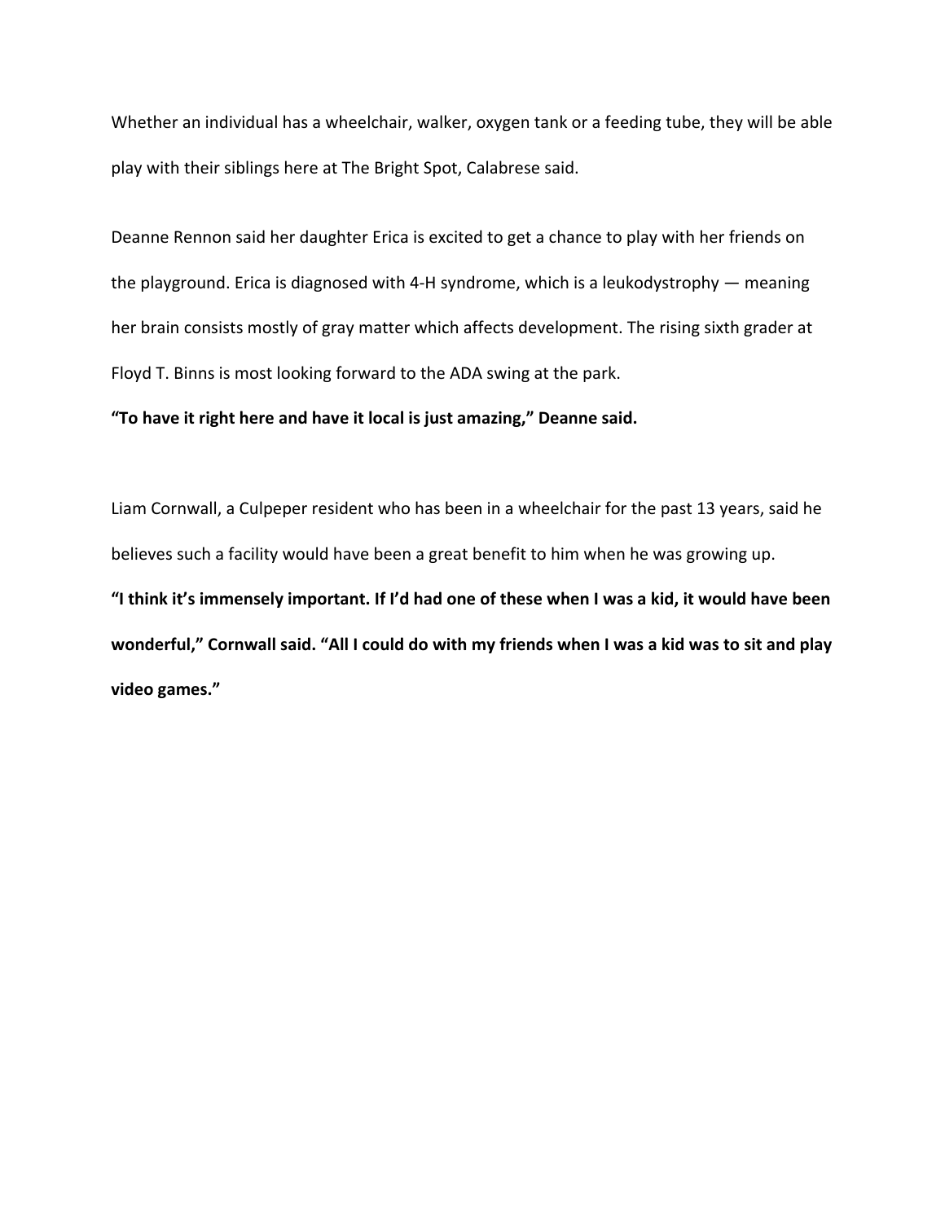Whether an individual has a wheelchair, walker, oxygen tank or a feeding tube, they will be able play with their siblings here at The Bright Spot, Calabrese said.

Deanne Rennon said her daughter Erica is excited to get a chance to play with her friends on the playground. Erica is diagnosed with 4-H syndrome, which is a leukodystrophy — meaning her brain consists mostly of gray matter which affects development. The rising sixth grader at Floyd T. Binns is most looking forward to the ADA swing at the park.

**“To have it right here and have it local is just amazing,” Deanne said.**

Liam Cornwall, a Culpeper resident who has been in a wheelchair for the past 13 years, said he believes such a facility would have been a great benefit to him when he was growing up.

**“I think it’s immensely important. If I’d had one of these when I was a kid, it would have been wonderful,” Cornwall said. “All I could do with my friends when I was a kid was to sit and play video games.”**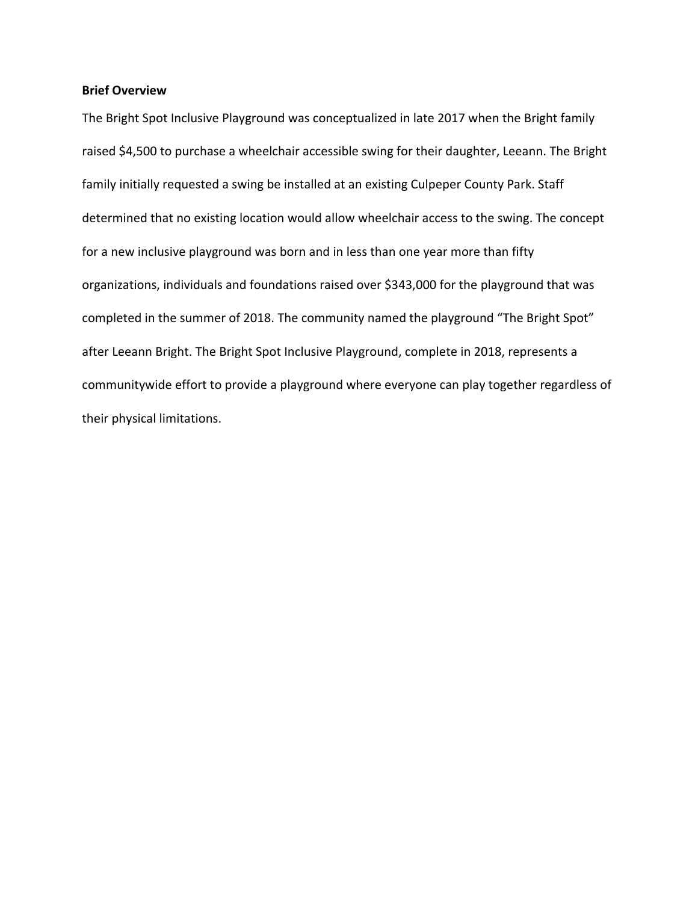**Brief Overview**

The Bright Spot Inclusive Playground was conceptualized in late 2017 when the Bright family raised $4,500 to purchase a wheelchair accessible swing for their daughter, Leeann. The Bright family initially requested a swing be installed at an existing Culpeper County Park. Staff determined that no existing location would allow wheelchair access to the swing. The concept for a new inclusive playground was born and in less than one year more than fifty organizations, individuals and foundations raised over $343,000 for the playground that was completed in the summer of 2018. The community named the playground "The Bright Spot" after Leeann Bright. The Bright Spot Inclusive Playground, complete in 2018, represents a communitywide effort to provide a playground where everyone can play together regardless of their physical limitations.